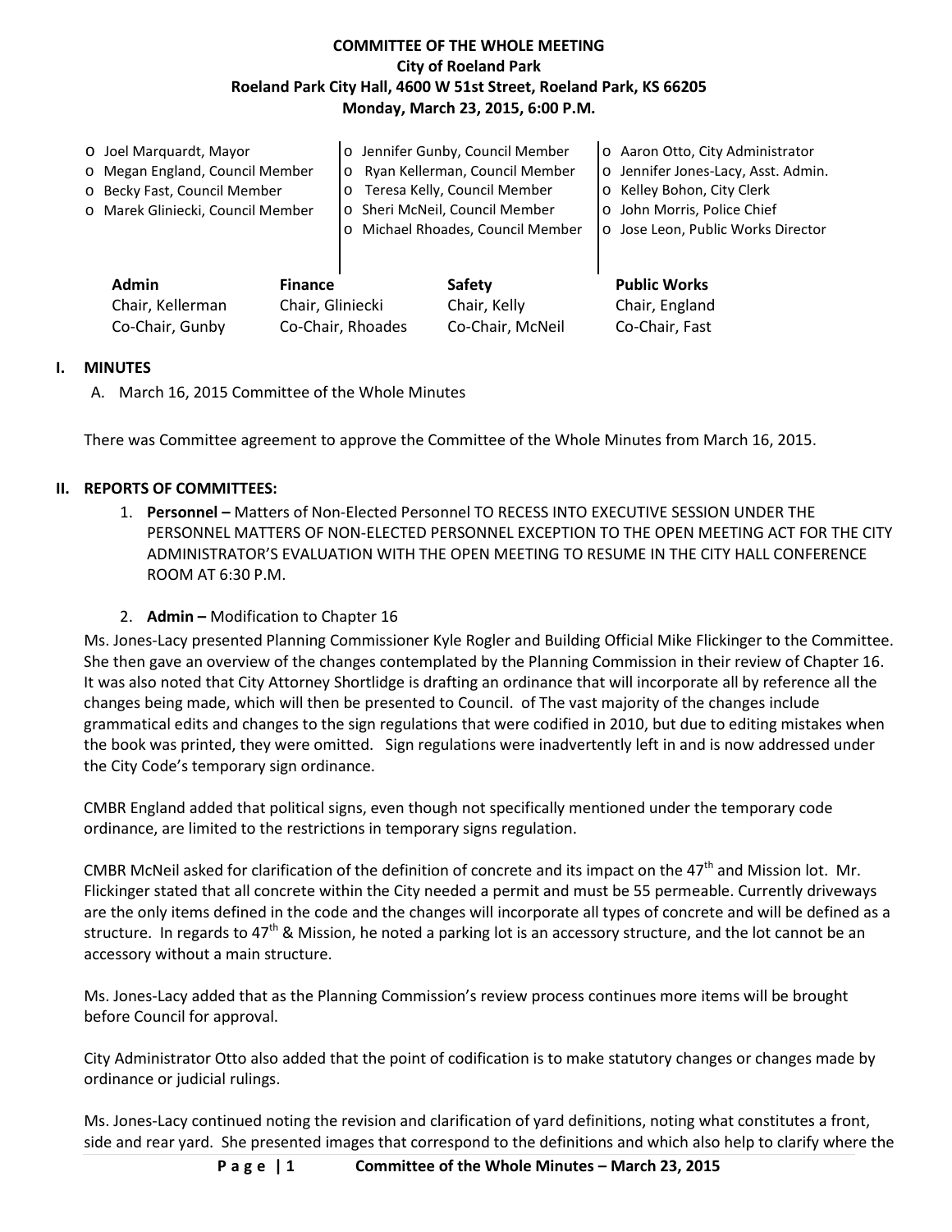**COMMITTEE OF THE WHOLE MEETING**
**City of Roeland Park**
**Roeland Park City Hall, 4600 W 51st Street, Roeland Park, KS 66205**
**Monday, March 23, 2015, 6:00 P.M.**

- o Joel Marquardt, Mayor
- o Megan England, Council Member
- o Becky Fast, Council Member
- o Marek Gliniecki, Council Member
- o Jennifer Gunby, Council Member
- o Ryan Kellerman, Council Member
- o Teresa Kelly, Council Member
- o Sheri McNeil, Council Member
- o Michael Rhoades, Council Member
- o Aaron Otto, City Administrator
- o Jennifer Jones-Lacy, Asst. Admin.
- o Kelley Bohon, City Clerk
- o John Morris, Police Chief
- o Jose Leon, Public Works Director

| **Admin** | **Finance** | **Safety** | **Public Works** |
|---|---|---|---|
| Chair, Kellerman | Chair, Gliniecki | Chair, Kelly | Chair, England |
| Co-Chair, Gunby | Co-Chair, Rhoades | Co-Chair, McNeil | Co-Chair, Fast |

## I. MINUTES

A. March 16, 2015 Committee of the Whole Minutes

There was Committee agreement to approve the Committee of the Whole Minutes from March 16, 2015.

## II. REPORTS OF COMMITTEES:

1. **Personnel –** Matters of Non-Elected Personnel TO RECESS INTO EXECUTIVE SESSION UNDER THE PERSONNEL MATTERS OF NON-ELECTED PERSONNEL EXCEPTION TO THE OPEN MEETING ACT FOR THE CITY ADMINISTRATOR'S EVALUATION WITH THE OPEN MEETING TO RESUME IN THE CITY HALL CONFERENCE ROOM AT 6:30 P.M.

2. **Admin –** Modification to Chapter 16

Ms. Jones-Lacy presented Planning Commissioner Kyle Rogler and Building Official Mike Flickinger to the Committee. She then gave an overview of the changes contemplated by the Planning Commission in their review of Chapter 16. It was also noted that City Attorney Shortlidge is drafting an ordinance that will incorporate all by reference all the changes being made, which will then be presented to Council. of The vast majority of the changes include grammatical edits and changes to the sign regulations that were codified in 2010, but due to editing mistakes when the book was printed, they were omitted. Sign regulations were inadvertently left in and is now addressed under the City Code's temporary sign ordinance.

CMBR England added that political signs, even though not specifically mentioned under the temporary code ordinance, are limited to the restrictions in temporary signs regulation.

CMBR McNeil asked for clarification of the definition of concrete and its impact on the 47th and Mission lot. Mr. Flickinger stated that all concrete within the City needed a permit and must be 55 permeable. Currently driveways are the only items defined in the code and the changes will incorporate all types of concrete and will be defined as a structure. In regards to 47th & Mission, he noted a parking lot is an accessory structure, and the lot cannot be an accessory without a main structure.

Ms. Jones-Lacy added that as the Planning Commission's review process continues more items will be brought before Council for approval.

City Administrator Otto also added that the point of codification is to make statutory changes or changes made by ordinance or judicial rulings.

Ms. Jones-Lacy continued noting the revision and clarification of yard definitions, noting what constitutes a front, side and rear yard. She presented images that correspond to the definitions and which also help to clarify where the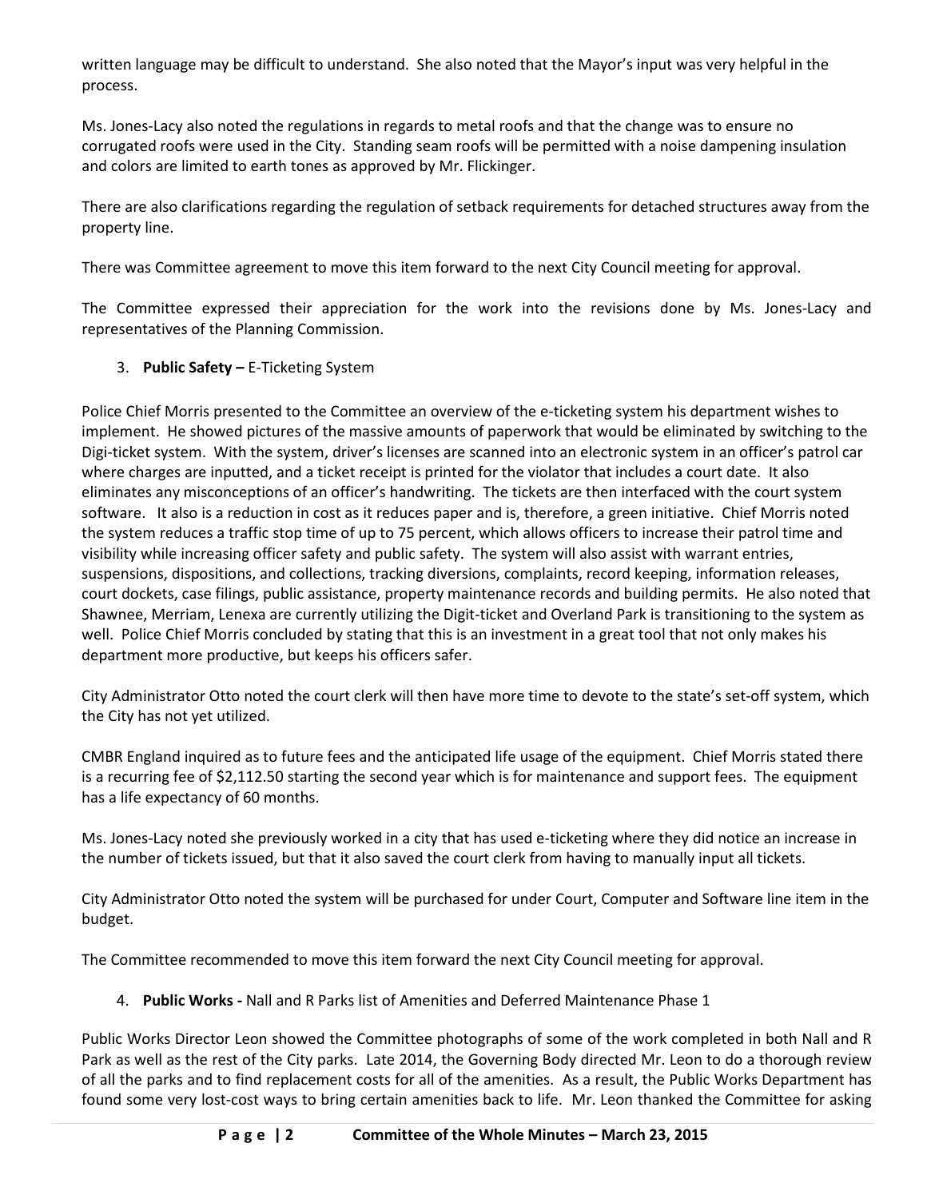written language may be difficult to understand. She also noted that the Mayor's input was very helpful in the process.

Ms. Jones-Lacy also noted the regulations in regards to metal roofs and that the change was to ensure no corrugated roofs were used in the City. Standing seam roofs will be permitted with a noise dampening insulation and colors are limited to earth tones as approved by Mr. Flickinger.

There are also clarifications regarding the regulation of setback requirements for detached structures away from the property line.

There was Committee agreement to move this item forward to the next City Council meeting for approval.

The Committee expressed their appreciation for the work into the revisions done by Ms. Jones-Lacy and representatives of the Planning Commission.

3. **Public Safety –** E-Ticketing System

Police Chief Morris presented to the Committee an overview of the e-ticketing system his department wishes to implement. He showed pictures of the massive amounts of paperwork that would be eliminated by switching to the Digi-ticket system. With the system, driver's licenses are scanned into an electronic system in an officer's patrol car where charges are inputted, and a ticket receipt is printed for the violator that includes a court date. It also eliminates any misconceptions of an officer's handwriting. The tickets are then interfaced with the court system software. It also is a reduction in cost as it reduces paper and is, therefore, a green initiative. Chief Morris noted the system reduces a traffic stop time of up to 75 percent, which allows officers to increase their patrol time and visibility while increasing officer safety and public safety. The system will also assist with warrant entries, suspensions, dispositions, and collections, tracking diversions, complaints, record keeping, information releases, court dockets, case filings, public assistance, property maintenance records and building permits. He also noted that Shawnee, Merriam, Lenexa are currently utilizing the Digit-ticket and Overland Park is transitioning to the system as well. Police Chief Morris concluded by stating that this is an investment in a great tool that not only makes his department more productive, but keeps his officers safer.

City Administrator Otto noted the court clerk will then have more time to devote to the state's set-off system, which the City has not yet utilized.

CMBR England inquired as to future fees and the anticipated life usage of the equipment. Chief Morris stated there is a recurring fee of $2,112.50 starting the second year which is for maintenance and support fees. The equipment has a life expectancy of 60 months.

Ms. Jones-Lacy noted she previously worked in a city that has used e-ticketing where they did notice an increase in the number of tickets issued, but that it also saved the court clerk from having to manually input all tickets.

City Administrator Otto noted the system will be purchased for under Court, Computer and Software line item in the budget.

The Committee recommended to move this item forward the next City Council meeting for approval.

4. **Public Works -** Nall and R Parks list of Amenities and Deferred Maintenance Phase 1

Public Works Director Leon showed the Committee photographs of some of the work completed in both Nall and R Park as well as the rest of the City parks. Late 2014, the Governing Body directed Mr. Leon to do a thorough review of all the parks and to find replacement costs for all of the amenities. As a result, the Public Works Department has found some very lost-cost ways to bring certain amenities back to life. Mr. Leon thanked the Committee for asking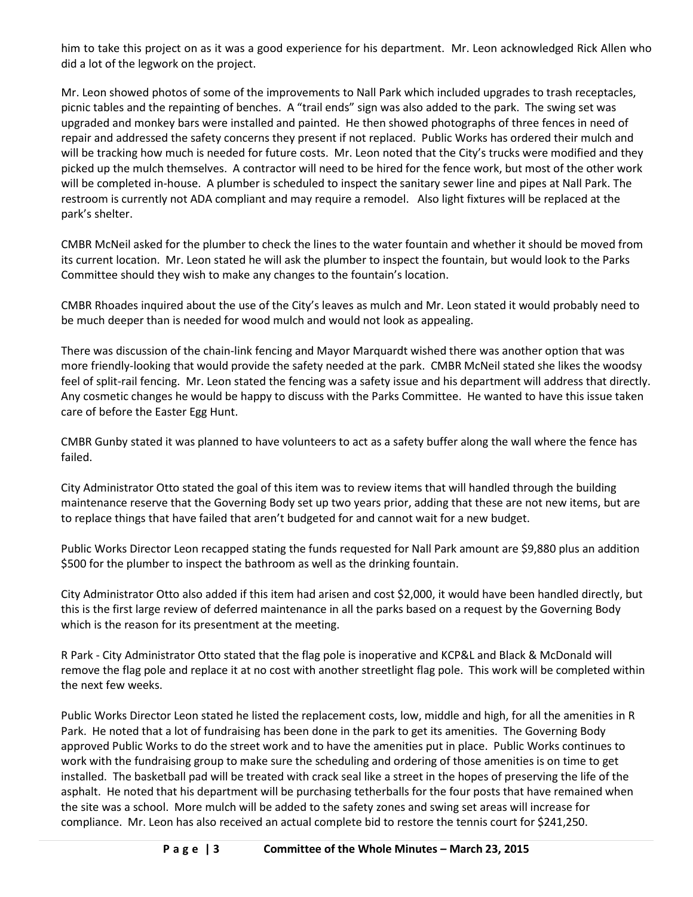him to take this project on as it was a good experience for his department. Mr. Leon acknowledged Rick Allen who did a lot of the legwork on the project.

Mr. Leon showed photos of some of the improvements to Nall Park which included upgrades to trash receptacles, picnic tables and the repainting of benches. A "trail ends" sign was also added to the park. The swing set was upgraded and monkey bars were installed and painted. He then showed photographs of three fences in need of repair and addressed the safety concerns they present if not replaced. Public Works has ordered their mulch and will be tracking how much is needed for future costs. Mr. Leon noted that the City's trucks were modified and they picked up the mulch themselves. A contractor will need to be hired for the fence work, but most of the other work will be completed in-house. A plumber is scheduled to inspect the sanitary sewer line and pipes at Nall Park. The restroom is currently not ADA compliant and may require a remodel. Also light fixtures will be replaced at the park's shelter.

CMBR McNeil asked for the plumber to check the lines to the water fountain and whether it should be moved from its current location. Mr. Leon stated he will ask the plumber to inspect the fountain, but would look to the Parks Committee should they wish to make any changes to the fountain's location.

CMBR Rhoades inquired about the use of the City's leaves as mulch and Mr. Leon stated it would probably need to be much deeper than is needed for wood mulch and would not look as appealing.

There was discussion of the chain-link fencing and Mayor Marquardt wished there was another option that was more friendly-looking that would provide the safety needed at the park. CMBR McNeil stated she likes the woodsy feel of split-rail fencing. Mr. Leon stated the fencing was a safety issue and his department will address that directly. Any cosmetic changes he would be happy to discuss with the Parks Committee. He wanted to have this issue taken care of before the Easter Egg Hunt.

CMBR Gunby stated it was planned to have volunteers to act as a safety buffer along the wall where the fence has failed.

City Administrator Otto stated the goal of this item was to review items that will handled through the building maintenance reserve that the Governing Body set up two years prior, adding that these are not new items, but are to replace things that have failed that aren't budgeted for and cannot wait for a new budget.

Public Works Director Leon recapped stating the funds requested for Nall Park amount are $9,880 plus an addition $500 for the plumber to inspect the bathroom as well as the drinking fountain.

City Administrator Otto also added if this item had arisen and cost $2,000, it would have been handled directly, but this is the first large review of deferred maintenance in all the parks based on a request by the Governing Body which is the reason for its presentment at the meeting.

R Park - City Administrator Otto stated that the flag pole is inoperative and KCP&L and Black & McDonald will remove the flag pole and replace it at no cost with another streetlight flag pole. This work will be completed within the next few weeks.

Public Works Director Leon stated he listed the replacement costs, low, middle and high, for all the amenities in R Park. He noted that a lot of fundraising has been done in the park to get its amenities. The Governing Body approved Public Works to do the street work and to have the amenities put in place. Public Works continues to work with the fundraising group to make sure the scheduling and ordering of those amenities is on time to get installed. The basketball pad will be treated with crack seal like a street in the hopes of preserving the life of the asphalt. He noted that his department will be purchasing tetherballs for the four posts that have remained when the site was a school. More mulch will be added to the safety zones and swing set areas will increase for compliance. Mr. Leon has also received an actual complete bid to restore the tennis court for $241,250.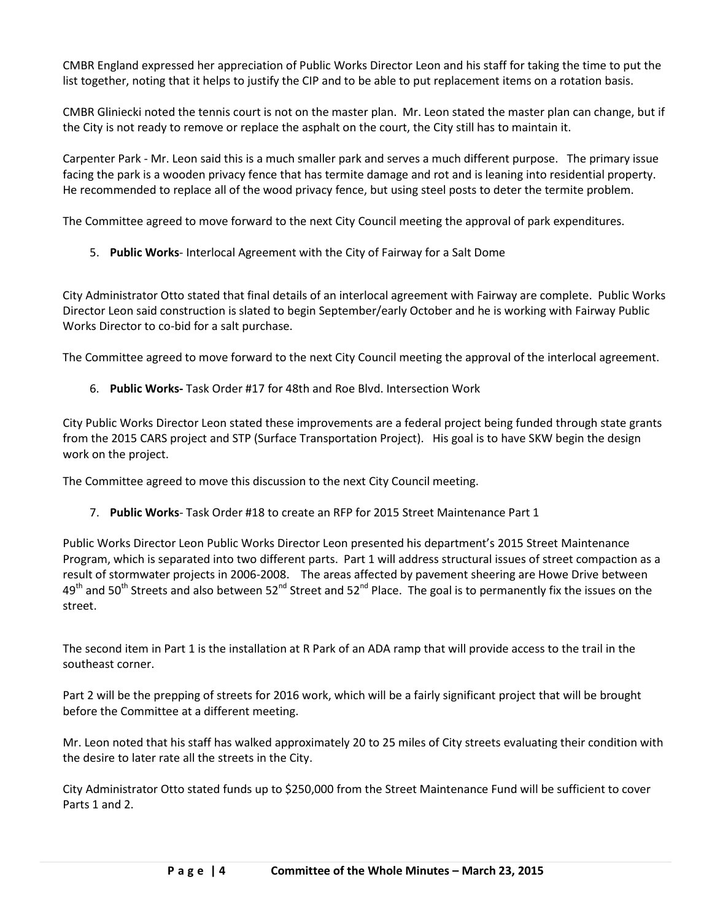CMBR England expressed her appreciation of Public Works Director Leon and his staff for taking the time to put the list together, noting that it helps to justify the CIP and to be able to put replacement items on a rotation basis.

CMBR Gliniecki noted the tennis court is not on the master plan. Mr. Leon stated the master plan can change, but if the City is not ready to remove or replace the asphalt on the court, the City still has to maintain it.

Carpenter Park - Mr. Leon said this is a much smaller park and serves a much different purpose. The primary issue facing the park is a wooden privacy fence that has termite damage and rot and is leaning into residential property. He recommended to replace all of the wood privacy fence, but using steel posts to deter the termite problem.

The Committee agreed to move forward to the next City Council meeting the approval of park expenditures.

5. **Public Works**- Interlocal Agreement with the City of Fairway for a Salt Dome

City Administrator Otto stated that final details of an interlocal agreement with Fairway are complete. Public Works Director Leon said construction is slated to begin September/early October and he is working with Fairway Public Works Director to co-bid for a salt purchase.

The Committee agreed to move forward to the next City Council meeting the approval of the interlocal agreement.

6. **Public Works-** Task Order #17 for 48th and Roe Blvd. Intersection Work

City Public Works Director Leon stated these improvements are a federal project being funded through state grants from the 2015 CARS project and STP (Surface Transportation Project). His goal is to have SKW begin the design work on the project.

The Committee agreed to move this discussion to the next City Council meeting.

7. **Public Works**- Task Order #18 to create an RFP for 2015 Street Maintenance Part 1

Public Works Director Leon Public Works Director Leon presented his department's 2015 Street Maintenance Program, which is separated into two different parts. Part 1 will address structural issues of street compaction as a result of stormwater projects in 2006-2008. The areas affected by pavement sheering are Howe Drive between 49th and 50th Streets and also between 52nd Street and 52nd Place. The goal is to permanently fix the issues on the street.

The second item in Part 1 is the installation at R Park of an ADA ramp that will provide access to the trail in the southeast corner.

Part 2 will be the prepping of streets for 2016 work, which will be a fairly significant project that will be brought before the Committee at a different meeting.

Mr. Leon noted that his staff has walked approximately 20 to 25 miles of City streets evaluating their condition with the desire to later rate all the streets in the City.

City Administrator Otto stated funds up to $250,000 from the Street Maintenance Fund will be sufficient to cover Parts 1 and 2.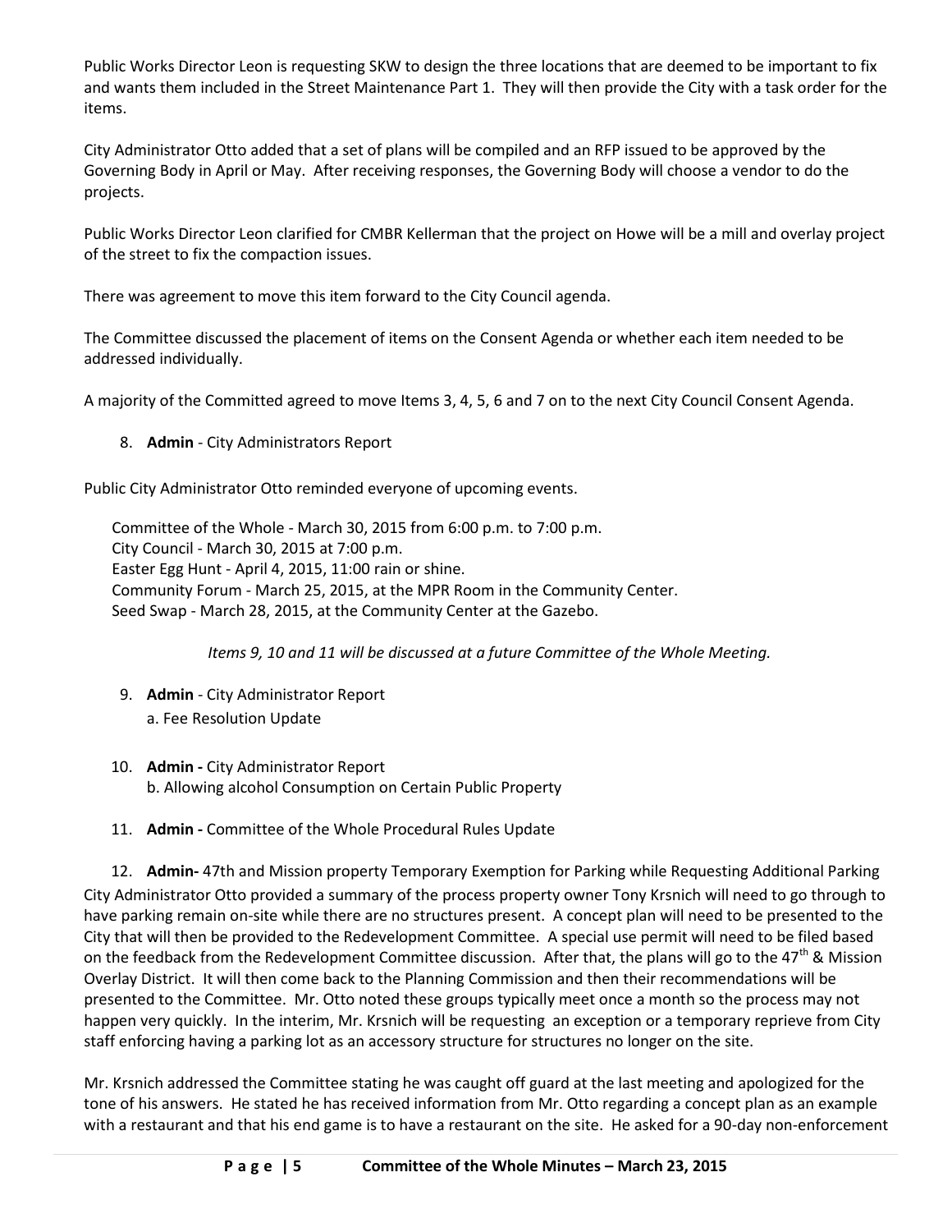Public Works Director Leon is requesting SKW to design the three locations that are deemed to be important to fix and wants them included in the Street Maintenance Part 1. They will then provide the City with a task order for the items.

City Administrator Otto added that a set of plans will be compiled and an RFP issued to be approved by the Governing Body in April or May. After receiving responses, the Governing Body will choose a vendor to do the projects.

Public Works Director Leon clarified for CMBR Kellerman that the project on Howe will be a mill and overlay project of the street to fix the compaction issues.

There was agreement to move this item forward to the City Council agenda.

The Committee discussed the placement of items on the Consent Agenda or whether each item needed to be addressed individually.

A majority of the Committed agreed to move Items 3, 4, 5, 6 and 7 on to the next City Council Consent Agenda.

8. **Admin** - City Administrators Report

Public City Administrator Otto reminded everyone of upcoming events.

Committee of the Whole - March 30, 2015 from 6:00 p.m. to 7:00 p.m.
City Council - March 30, 2015 at 7:00 p.m.
Easter Egg Hunt - April 4, 2015, 11:00 rain or shine.
Community Forum - March 25, 2015, at the MPR Room in the Community Center.
Seed Swap - March 28, 2015, at the Community Center at the Gazebo.

*Items 9, 10 and 11 will be discussed at a future Committee of the Whole Meeting.*

9. **Admin** - City Administrator Report
   a. Fee Resolution Update

10. **Admin -** City Administrator Report
    b. Allowing alcohol Consumption on Certain Public Property

11. **Admin -** Committee of the Whole Procedural Rules Update

12. **Admin-** 47th and Mission property Temporary Exemption for Parking while Requesting Additional Parking

City Administrator Otto provided a summary of the process property owner Tony Krsnich will need to go through to have parking remain on-site while there are no structures present. A concept plan will need to be presented to the City that will then be provided to the Redevelopment Committee. A special use permit will need to be filed based on the feedback from the Redevelopment Committee discussion. After that, the plans will go to the 47th & Mission Overlay District. It will then come back to the Planning Commission and then their recommendations will be presented to the Committee. Mr. Otto noted these groups typically meet once a month so the process may not happen very quickly. In the interim, Mr. Krsnich will be requesting an exception or a temporary reprieve from City staff enforcing having a parking lot as an accessory structure for structures no longer on the site.

Mr. Krsnich addressed the Committee stating he was caught off guard at the last meeting and apologized for the tone of his answers. He stated he has received information from Mr. Otto regarding a concept plan as an example with a restaurant and that his end game is to have a restaurant on the site. He asked for a 90-day non-enforcement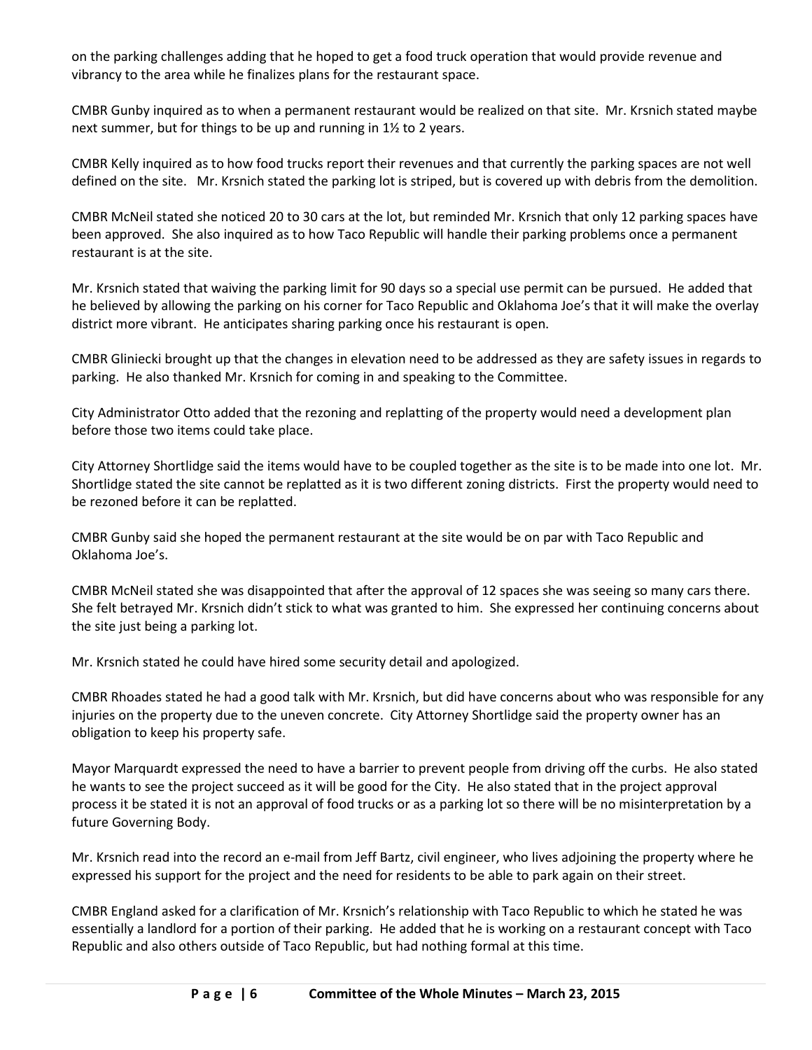on the parking challenges adding that he hoped to get a food truck operation that would provide revenue and vibrancy to the area while he finalizes plans for the restaurant space.

CMBR Gunby inquired as to when a permanent restaurant would be realized on that site. Mr. Krsnich stated maybe next summer, but for things to be up and running in 1½ to 2 years.

CMBR Kelly inquired as to how food trucks report their revenues and that currently the parking spaces are not well defined on the site. Mr. Krsnich stated the parking lot is striped, but is covered up with debris from the demolition.

CMBR McNeil stated she noticed 20 to 30 cars at the lot, but reminded Mr. Krsnich that only 12 parking spaces have been approved. She also inquired as to how Taco Republic will handle their parking problems once a permanent restaurant is at the site.

Mr. Krsnich stated that waiving the parking limit for 90 days so a special use permit can be pursued. He added that he believed by allowing the parking on his corner for Taco Republic and Oklahoma Joe's that it will make the overlay district more vibrant. He anticipates sharing parking once his restaurant is open.

CMBR Gliniecki brought up that the changes in elevation need to be addressed as they are safety issues in regards to parking. He also thanked Mr. Krsnich for coming in and speaking to the Committee.

City Administrator Otto added that the rezoning and replatting of the property would need a development plan before those two items could take place.

City Attorney Shortlidge said the items would have to be coupled together as the site is to be made into one lot. Mr. Shortlidge stated the site cannot be replatted as it is two different zoning districts. First the property would need to be rezoned before it can be replatted.

CMBR Gunby said she hoped the permanent restaurant at the site would be on par with Taco Republic and Oklahoma Joe's.

CMBR McNeil stated she was disappointed that after the approval of 12 spaces she was seeing so many cars there. She felt betrayed Mr. Krsnich didn't stick to what was granted to him. She expressed her continuing concerns about the site just being a parking lot.

Mr. Krsnich stated he could have hired some security detail and apologized.

CMBR Rhoades stated he had a good talk with Mr. Krsnich, but did have concerns about who was responsible for any injuries on the property due to the uneven concrete. City Attorney Shortlidge said the property owner has an obligation to keep his property safe.

Mayor Marquardt expressed the need to have a barrier to prevent people from driving off the curbs. He also stated he wants to see the project succeed as it will be good for the City. He also stated that in the project approval process it be stated it is not an approval of food trucks or as a parking lot so there will be no misinterpretation by a future Governing Body.

Mr. Krsnich read into the record an e-mail from Jeff Bartz, civil engineer, who lives adjoining the property where he expressed his support for the project and the need for residents to be able to park again on their street.

CMBR England asked for a clarification of Mr. Krsnich's relationship with Taco Republic to which he stated he was essentially a landlord for a portion of their parking. He added that he is working on a restaurant concept with Taco Republic and also others outside of Taco Republic, but had nothing formal at this time.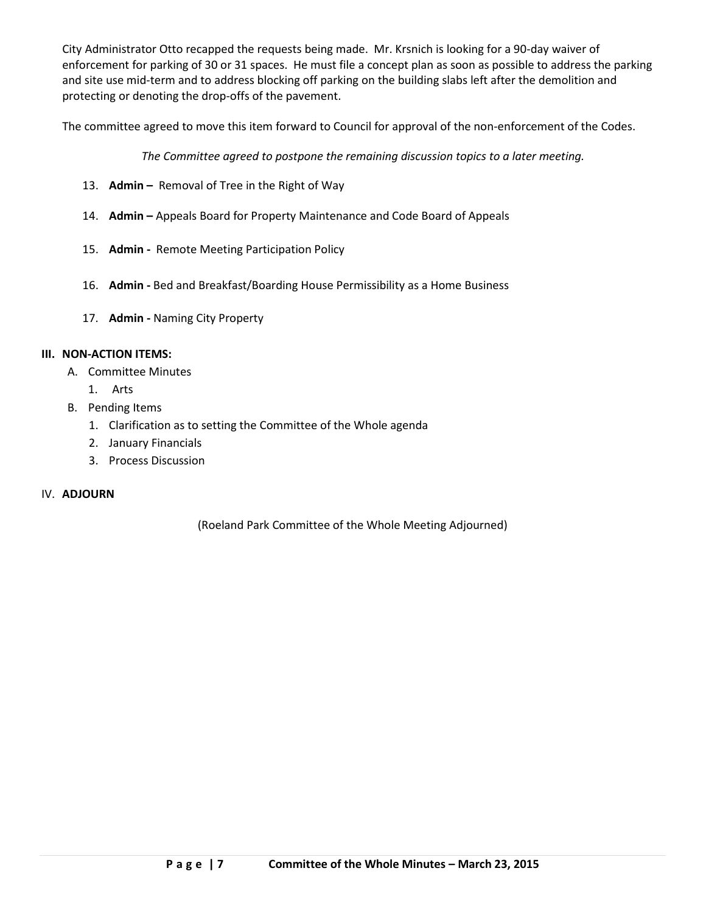City Administrator Otto recapped the requests being made. Mr. Krsnich is looking for a 90-day waiver of enforcement for parking of 30 or 31 spaces. He must file a concept plan as soon as possible to address the parking and site use mid-term and to address blocking off parking on the building slabs left after the demolition and protecting or denoting the drop-offs of the pavement.

The committee agreed to move this item forward to Council for approval of the non-enforcement of the Codes.

*The Committee agreed to postpone the remaining discussion topics to a later meeting.*

13. **Admin –** Removal of Tree in the Right of Way
14. **Admin –** Appeals Board for Property Maintenance and Code Board of Appeals
15. **Admin -** Remote Meeting Participation Policy
16. **Admin -** Bed and Breakfast/Boarding House Permissibility as a Home Business
17. **Admin -** Naming City Property

**III. NON-ACTION ITEMS:**

A. Committee Minutes
   1. Arts
B. Pending Items
   1. Clarification as to setting the Committee of the Whole agenda
   2. January Financials
   3. Process Discussion

IV. **ADJOURN**

(Roeland Park Committee of the Whole Meeting Adjourned)